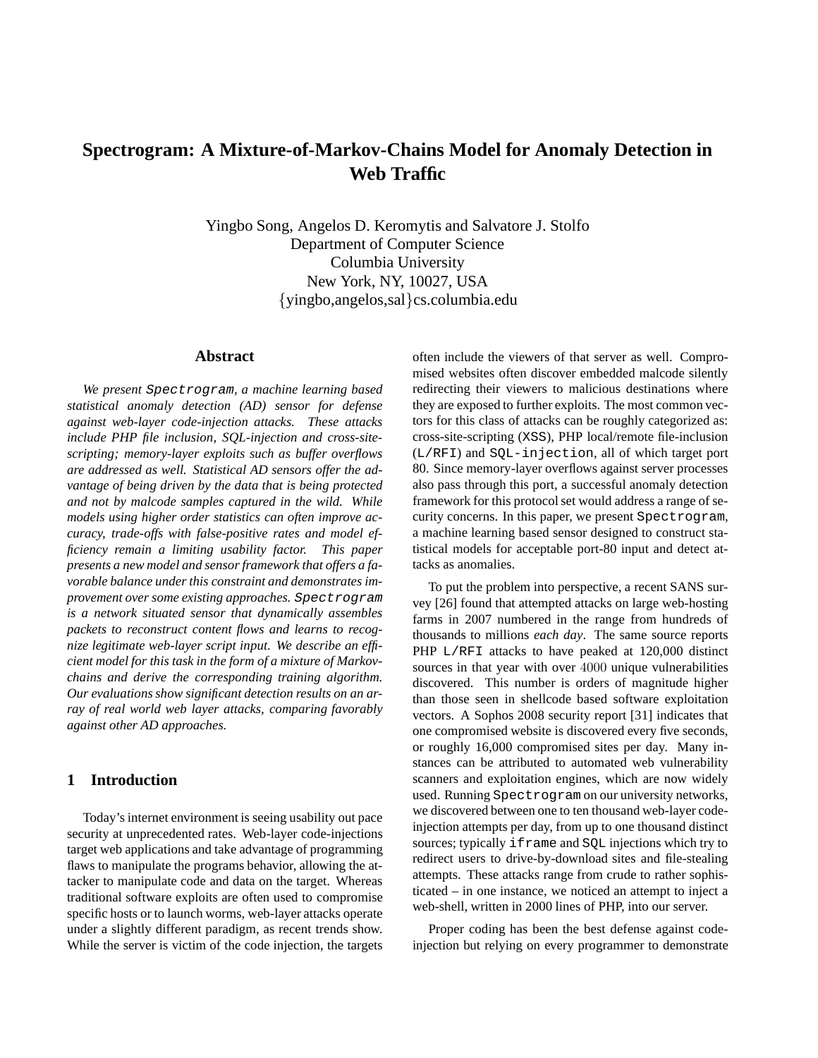# Spectrogram: A Mixture-of-Markov-Chains Model for Anomaly Detection in Web Traffic

Yingbo Song, Angelos D. Keromytis and Salvatore J. Stolfo
Department of Computer Science
Columbia University
New York, NY, 10027, USA
{yingbo,angelos,sal}cs.columbia.edu

## Abstract

*We present `Spectrogram`, a machine learning based statistical anomaly detection (AD) sensor for defense against web-layer code-injection attacks. These attacks include PHP file inclusion, SQL-injection and cross-site-scripting; memory-layer exploits such as buffer overflows are addressed as well. Statistical AD sensors offer the advantage of being driven by the data that is being protected and not by malcode samples captured in the wild. While models using higher order statistics can often improve accuracy, trade-offs with false-positive rates and model efficiency remain a limiting usability factor. This paper presents a new model and sensor framework that offers a favorable balance under this constraint and demonstrates improvement over some existing approaches. `Spectrogram` is a network situated sensor that dynamically assembles packets to reconstruct content flows and learns to recognize legitimate web-layer script input. We describe an efficient model for this task in the form of a mixture of Markov-chains and derive the corresponding training algorithm. Our evaluations show significant detection results on an array of real world web layer attacks, comparing favorably against other AD approaches.*

## 1 Introduction

Today's internet environment is seeing usability out pace security at unprecedented rates. Web-layer code-injections target web applications and take advantage of programming flaws to manipulate the programs behavior, allowing the attacker to manipulate code and data on the target. Whereas traditional software exploits are often used to compromise specific hosts or to launch worms, web-layer attacks operate under a slightly different paradigm, as recent trends show. While the server is victim of the code injection, the targets often include the viewers of that server as well. Compromised websites often discover embedded malcode silently redirecting their viewers to malicious destinations where they are exposed to further exploits. The most common vectors for this class of attacks can be roughly categorized as: cross-site-scripting (`XSS`), PHP local/remote file-inclusion (`L/RFI`) and `SQL-injection`, all of which target port 80. Since memory-layer overflows against server processes also pass through this port, a successful anomaly detection framework for this protocol set would address a range of security concerns. In this paper, we present `Spectrogram`, a machine learning based sensor designed to construct statistical models for acceptable port-80 input and detect attacks as anomalies.

To put the problem into perspective, a recent SANS survey [26] found that attempted attacks on large web-hosting farms in 2007 numbered in the range from hundreds of thousands to millions *each day*. The same source reports PHP `L/RFI` attacks to have peaked at 120,000 distinct sources in that year with over 4000 unique vulnerabilities discovered. This number is orders of magnitude higher than those seen in shellcode based software exploitation vectors. A Sophos 2008 security report [31] indicates that one compromised website is discovered every five seconds, or roughly 16,000 compromised sites per day. Many instances can be attributed to automated web vulnerability scanners and exploitation engines, which are now widely used. Running `Spectrogram` on our university networks, we discovered between one to ten thousand web-layer code-injection attempts per day, from up to one thousand distinct sources; typically `iframe` and `SQL` injections which try to redirect users to drive-by-download sites and file-stealing attempts. These attacks range from crude to rather sophisticated – in one instance, we noticed an attempt to inject a web-shell, written in 2000 lines of PHP, into our server.

Proper coding has been the best defense against code-injection but relying on every programmer to demonstrate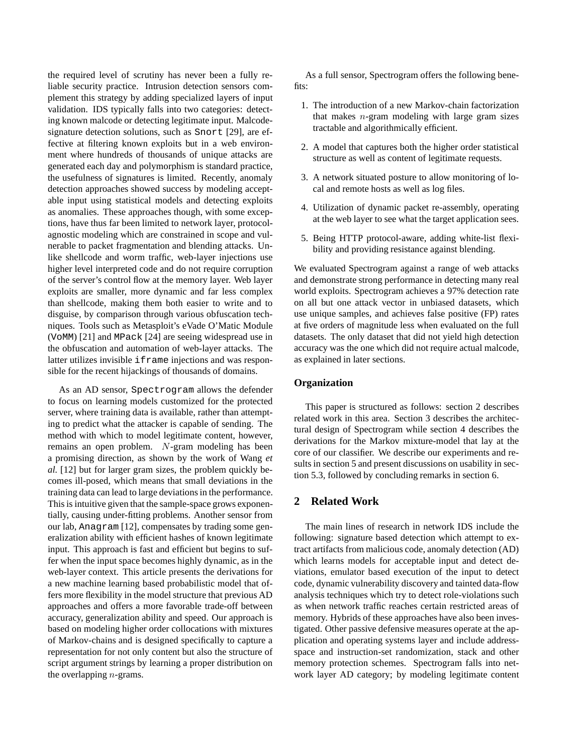the required level of scrutiny has never been a fully reliable security practice. Intrusion detection sensors complement this strategy by adding specialized layers of input validation. IDS typically falls into two categories: detecting known malcode or detecting legitimate input. Malcode-signature detection solutions, such as `Snort` [29], are effective at filtering known exploits but in a web environment where hundreds of thousands of unique attacks are generated each day and polymorphism is standard practice, the usefulness of signatures is limited. Recently, anomaly detection approaches showed success by modeling acceptable input using statistical models and detecting exploits as anomalies. These approaches though, with some exceptions, have thus far been limited to network layer, protocol-agnostic modeling which are constrained in scope and vulnerable to packet fragmentation and blending attacks. Unlike shellcode and worm traffic, web-layer injections use higher level interpreted code and do not require corruption of the server's control flow at the memory layer. Web layer exploits are smaller, more dynamic and far less complex than shellcode, making them both easier to write and to disguise, by comparison through various obfuscation techniques. Tools such as Metasploit's eVade O'Matic Module (`VoMM`) [21] and `MPack` [24] are seeing widespread use in the obfuscation and automation of web-layer attacks. The latter utilizes invisible `iframe` injections and was responsible for the recent hijackings of thousands of domains.

As an AD sensor, `Spectrogram` allows the defender to focus on learning models customized for the protected server, where training data is available, rather than attempting to predict what the attacker is capable of sending. The method with which to model legitimate content, however, remains an open problem. $N$-gram modeling has been a promising direction, as shown by the work of Wang *et al.* [12] but for larger gram sizes, the problem quickly becomes ill-posed, which means that small deviations in the training data can lead to large deviations in the performance. This is intuitive given that the sample-space grows exponentially, causing under-fitting problems. Another sensor from our lab, `Anagram` [12], compensates by trading some generalization ability with efficient hashes of known legitimate input. This approach is fast and efficient but begins to suffer when the input space becomes highly dynamic, as in the web-layer context. This article presents the derivations for a new machine learning based probabilistic model that offers more flexibility in the model structure that previous AD approaches and offers a more favorable trade-off between accuracy, generalization ability and speed. Our approach is based on modeling higher order collocations with mixtures of Markov-chains and is designed specifically to capture a representation for not only content but also the structure of script argument strings by learning a proper distribution on the overlapping $n$-grams.

As a full sensor, Spectrogram offers the following benefits:

1. The introduction of a new Markov-chain factorization that makes $n$-gram modeling with large gram sizes tractable and algorithmically efficient.
2. A model that captures both the higher order statistical structure as well as content of legitimate requests.
3. A network situated posture to allow monitoring of local and remote hosts as well as log files.
4. Utilization of dynamic packet re-assembly, operating at the web layer to see what the target application sees.
5. Being HTTP protocol-aware, adding white-list flexibility and providing resistance against blending.

We evaluated Spectrogram against a range of web attacks and demonstrate strong performance in detecting many real world exploits. Spectrogram achieves a 97% detection rate on all but one attack vector in unbiased datasets, which use unique samples, and achieves false positive (FP) rates at five orders of magnitude less when evaluated on the full datasets. The only dataset that did not yield high detection accuracy was the one which did not require actual malcode, as explained in later sections.

### Organization

This paper is structured as follows: section 2 describes related work in this area. Section 3 describes the architectural design of Spectrogram while section 4 describes the derivations for the Markov mixture-model that lay at the core of our classifier. We describe our experiments and results in section 5 and present discussions on usability in section 5.3, followed by concluding remarks in section 6.

## 2 Related Work

The main lines of research in network IDS include the following: signature based detection which attempt to extract artifacts from malicious code, anomaly detection (AD) which learns models for acceptable input and detect deviations, emulator based execution of the input to detect code, dynamic vulnerability discovery and tainted data-flow analysis techniques which try to detect role-violations such as when network traffic reaches certain restricted areas of memory. Hybrids of these approaches have also been investigated. Other passive defensive measures operate at the application and operating systems layer and include address-space and instruction-set randomization, stack and other memory protection schemes. Spectrogram falls into network layer AD category; by modeling legitimate content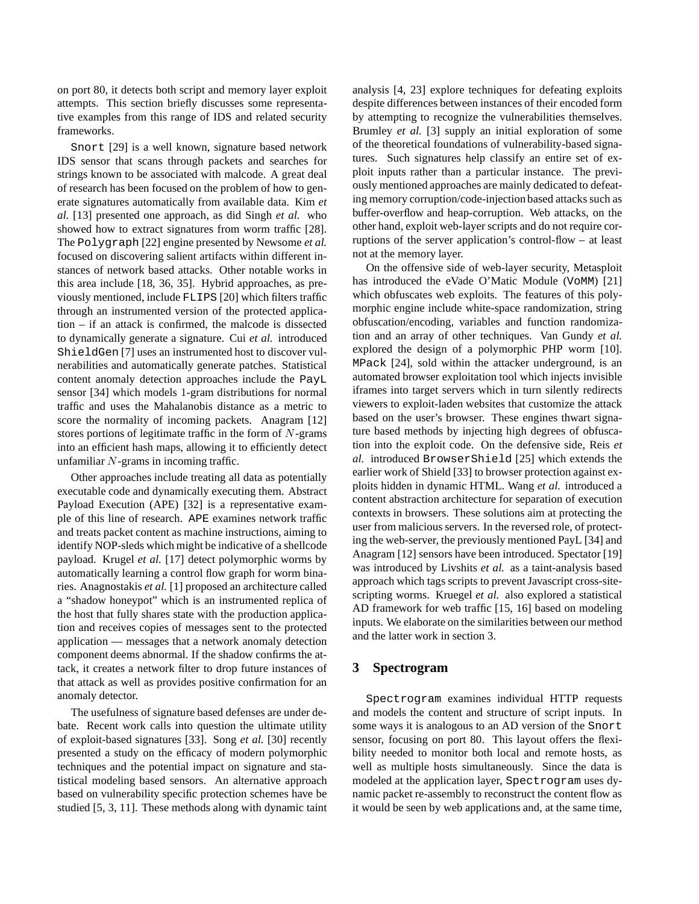on port 80, it detects both script and memory layer exploit attempts. This section briefly discusses some representative examples from this range of IDS and related security frameworks.

Snort [29] is a well known, signature based network IDS sensor that scans through packets and searches for strings known to be associated with malcode. A great deal of research has been focused on the problem of how to generate signatures automatically from available data. Kim *et al.* [13] presented one approach, as did Singh *et al.* who showed how to extract signatures from worm traffic [28]. The Polygraph [22] engine presented by Newsome *et al.* focused on discovering salient artifacts within different instances of network based attacks. Other notable works in this area include [18, 36, 35]. Hybrid approaches, as previously mentioned, include FLIPS [20] which filters traffic through an instrumented version of the protected application – if an attack is confirmed, the malcode is dissected to dynamically generate a signature. Cui *et al.* introduced ShieldGen [7] uses an instrumented host to discover vulnerabilities and automatically generate patches. Statistical content anomaly detection approaches include the PayL sensor [34] which models 1-gram distributions for normal traffic and uses the Mahalanobis distance as a metric to score the normality of incoming packets. Anagram [12] stores portions of legitimate traffic in the form of $N$-grams into an efficient hash maps, allowing it to efficiently detect unfamiliar $N$-grams in incoming traffic.

Other approaches include treating all data as potentially executable code and dynamically executing them. Abstract Payload Execution (APE) [32] is a representative example of this line of research. APE examines network traffic and treats packet content as machine instructions, aiming to identify NOP-sleds which might be indicative of a shellcode payload. Krugel *et al.* [17] detect polymorphic worms by automatically learning a control flow graph for worm binaries. Anagnostakis *et al.* [1] proposed an architecture called a "shadow honeypot" which is an instrumented replica of the host that fully shares state with the production application and receives copies of messages sent to the protected application — messages that a network anomaly detection component deems abnormal. If the shadow confirms the attack, it creates a network filter to drop future instances of that attack as well as provides positive confirmation for an anomaly detector.

The usefulness of signature based defenses are under debate. Recent work calls into question the ultimate utility of exploit-based signatures [33]. Song *et al.* [30] recently presented a study on the efficacy of modern polymorphic techniques and the potential impact on signature and statistical modeling based sensors. An alternative approach based on vulnerability specific protection schemes have be studied [5, 3, 11]. These methods along with dynamic taint analysis [4, 23] explore techniques for defeating exploits despite differences between instances of their encoded form by attempting to recognize the vulnerabilities themselves. Brumley *et al.* [3] supply an initial exploration of some of the theoretical foundations of vulnerability-based signatures. Such signatures help classify an entire set of exploit inputs rather than a particular instance. The previously mentioned approaches are mainly dedicated to defeating memory corruption/code-injection based attacks such as buffer-overflow and heap-corruption. Web attacks, on the other hand, exploit web-layer scripts and do not require corruptions of the server application's control-flow – at least not at the memory layer.

On the offensive side of web-layer security, Metasploit has introduced the eVade O'Matic Module (VoMM) [21] which obfuscates web exploits. The features of this polymorphic engine include white-space randomization, string obfuscation/encoding, variables and function randomization and an array of other techniques. Van Gundy *et al.* explored the design of a polymorphic PHP worm [10]. MPack [24], sold within the attacker underground, is an automated browser exploitation tool which injects invisible iframes into target servers which in turn silently redirects viewers to exploit-laden websites that customize the attack based on the user's browser. These engines thwart signature based methods by injecting high degrees of obfuscation into the exploit code. On the defensive side, Reis *et al.* introduced BrowserShield [25] which extends the earlier work of Shield [33] to browser protection against exploits hidden in dynamic HTML. Wang *et al.* introduced a content abstraction architecture for separation of execution contexts in browsers. These solutions aim at protecting the user from malicious servers. In the reversed role, of protecting the web-server, the previously mentioned PayL [34] and Anagram [12] sensors have been introduced. Spectator [19] was introduced by Livshits *et al.* as a taint-analysis based approach which tags scripts to prevent Javascript cross-site-scripting worms. Kruegel *et al.* also explored a statistical AD framework for web traffic [15, 16] based on modeling inputs. We elaborate on the similarities between our method and the latter work in section 3.

## 3 Spectrogram

Spectrogram examines individual HTTP requests and models the content and structure of script inputs. In some ways it is analogous to an AD version of the Snort sensor, focusing on port 80. This layout offers the flexibility needed to monitor both local and remote hosts, as well as multiple hosts simultaneously. Since the data is modeled at the application layer, Spectrogram uses dynamic packet re-assembly to reconstruct the content flow as it would be seen by web applications and, at the same time,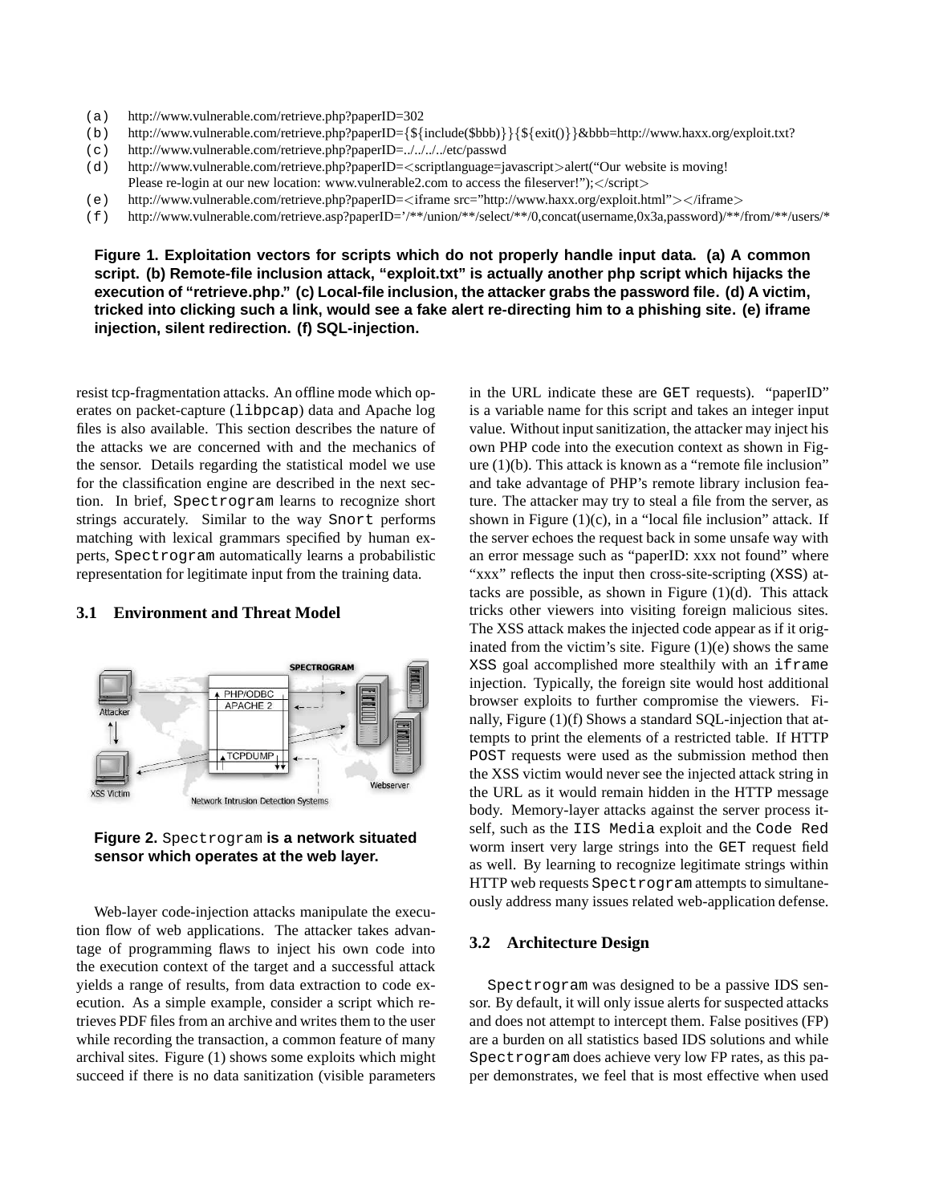(a) http://www.vulnerable.com/retrieve.php?paperID=302
(b) http://www.vulnerable.com/retrieve.php?paperID={${include($bbb)}}{${exit()}}&bbb=http://www.haxx.org/exploit.txt?
(c) http://www.vulnerable.com/retrieve.php?paperID=../../../../etc/passwd
(d) http://www.vulnerable.com/retrieve.php?paperID=<scriptlanguage=javascript>alert("Our website is moving! Please re-login at our new location: www.vulnerable2.com to access the fileserver!");</script>
(e) http://www.vulnerable.com/retrieve.php?paperID=<iframe src="http://www.haxx.org/exploit.html"></iframe>
(f) http://www.vulnerable.com/retrieve.asp?paperID='/**/union/**/select/**/0,concat(username,0x3a,password)/**/from/**/users/*

**Figure 1. Exploitation vectors for scripts which do not properly handle input data. (a) A common script. (b) Remote-file inclusion attack, "exploit.txt" is actually another php script which hijacks the execution of "retrieve.php." (c) Local-file inclusion, the attacker grabs the password file. (d) A victim, tricked into clicking such a link, would see a fake alert re-directing him to a phishing site. (e) iframe injection, silent redirection. (f) SQL-injection.**

resist tcp-fragmentation attacks. An offline mode which operates on packet-capture (`libpcap`) data and Apache log files is also available. This section describes the nature of the attacks we are concerned with and the mechanics of the sensor. Details regarding the statistical model we use for the classification engine are described in the next section. In brief, `Spectrogram` learns to recognize short strings accurately. Similar to the way `Snort` performs matching with lexical grammars specified by human experts, `Spectrogram` automatically learns a probabilistic representation for legitimate input from the training data.

### 3.1 Environment and Threat Model

**Figure 2.** `Spectrogram` **is a network situated sensor which operates at the web layer.**

Web-layer code-injection attacks manipulate the execution flow of web applications. The attacker takes advantage of programming flaws to inject his own code into the execution context of the target and a successful attack yields a range of results, from data extraction to code execution. As a simple example, consider a script which retrieves PDF files from an archive and writes them to the user while recording the transaction, a common feature of many archival sites. Figure (1) shows some exploits which might succeed if there is no data sanitization (visible parameters in the URL indicate these are `GET` requests). "paperID" is a variable name for this script and takes an integer input value. Without input sanitization, the attacker may inject his own PHP code into the execution context as shown in Figure (1)(b). This attack is known as a "remote file inclusion" and take advantage of PHP's remote library inclusion feature. The attacker may try to steal a file from the server, as shown in Figure (1)(c), in a "local file inclusion" attack. If the server echoes the request back in some unsafe way with an error message such as "paperID: xxx not found" where "xxx" reflects the input then cross-site-scripting (`XSS`) attacks are possible, as shown in Figure (1)(d). This attack tricks other viewers into visiting foreign malicious sites. The XSS attack makes the injected code appear as if it originated from the victim's site. Figure (1)(e) shows the same `XSS` goal accomplished more stealthily with an `iframe` injection. Typically, the foreign site would host additional browser exploits to further compromise the viewers. Finally, Figure (1)(f) Shows a standard SQL-injection that attempts to print the elements of a restricted table. If HTTP `POST` requests were used as the submission method then the XSS victim would never see the injected attack string in the URL as it would remain hidden in the HTTP message body. Memory-layer attacks against the server process itself, such as the `IIS Media` exploit and the `Code Red` worm insert very large strings into the `GET` request field as well. By learning to recognize legitimate strings within HTTP web requests `Spectrogram` attempts to simultaneously address many issues related web-application defense.

### 3.2 Architecture Design

`Spectrogram` was designed to be a passive IDS sensor. By default, it will only issue alerts for suspected attacks and does not attempt to intercept them. False positives (FP) are a burden on all statistics based IDS solutions and while `Spectrogram` does achieve very low FP rates, as this paper demonstrates, we feel that is most effective when used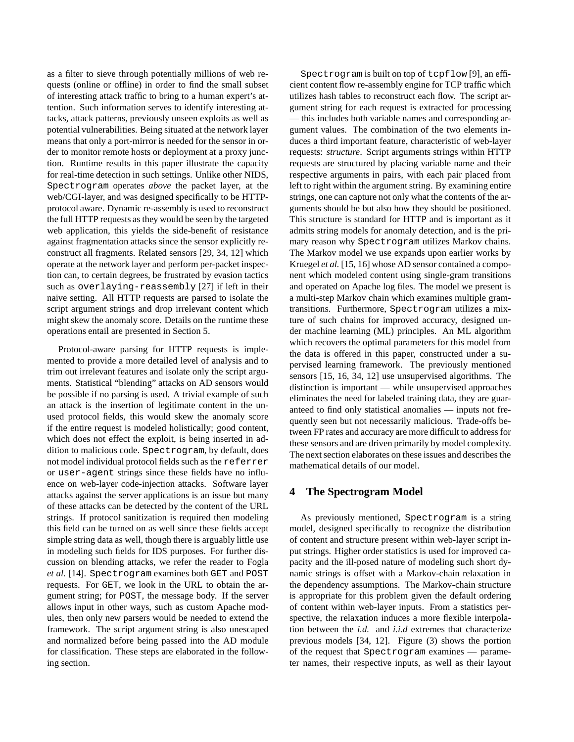as a filter to sieve through potentially millions of web requests (online or offline) in order to find the small subset of interesting attack traffic to bring to a human expert's attention. Such information serves to identify interesting attacks, attack patterns, previously unseen exploits as well as potential vulnerabilities. Being situated at the network layer means that only a port-mirror is needed for the sensor in order to monitor remote hosts or deployment at a proxy junction. Runtime results in this paper illustrate the capacity for real-time detection in such settings. Unlike other NIDS, `Spectrogram` operates *above* the packet layer, at the web/CGI-layer, and was designed specifically to be HTTP-protocol aware. Dynamic re-assembly is used to reconstruct the full HTTP requests as they would be seen by the targeted web application, this yields the side-benefit of resistance against fragmentation attacks since the sensor explicitly reconstruct all fragments. Related sensors [29, 34, 12] which operate at the network layer and perform per-packet inspection can, to certain degrees, be frustrated by evasion tactics such as `overlaying-reassembly` [27] if left in their naive setting. All HTTP requests are parsed to isolate the script argument strings and drop irrelevant content which might skew the anomaly score. Details on the runtime these operations entail are presented in Section 5.

Protocol-aware parsing for HTTP requests is implemented to provide a more detailed level of analysis and to trim out irrelevant features and isolate only the script arguments. Statistical "blending" attacks on AD sensors would be possible if no parsing is used. A trivial example of such an attack is the insertion of legitimate content in the unused protocol fields, this would skew the anomaly score if the entire request is modeled holistically; good content, which does not effect the exploit, is being inserted in addition to malicious code. `Spectrogram`, by default, does not model individual protocol fields such as the `referrer` or `user-agent` strings since these fields have no influence on web-layer code-injection attacks. Software layer attacks against the server applications is an issue but many of these attacks can be detected by the content of the URL strings. If protocol sanitization is required then modeling this field can be turned on as well since these fields accept simple string data as well, though there is arguably little use in modeling such fields for IDS purposes. For further discussion on blending attacks, we refer the reader to Fogla *et al.* [14]. `Spectrogram` examines both `GET` and `POST` requests. For `GET`, we look in the URL to obtain the argument string; for `POST`, the message body. If the server allows input in other ways, such as custom Apache modules, then only new parsers would be needed to extend the framework. The script argument string is also unescaped and normalized before being passed into the AD module for classification. These steps are elaborated in the following section.

`Spectrogram` is built on top of `tcpflow` [9], an efficient content flow re-assembly engine for TCP traffic which utilizes hash tables to reconstruct each flow. The script argument string for each request is extracted for processing — this includes both variable names and corresponding argument values. The combination of the two elements induces a third important feature, characteristic of web-layer requests: *structure*. Script arguments strings within HTTP requests are structured by placing variable name and their respective arguments in pairs, with each pair placed from left to right within the argument string. By examining entire strings, one can capture not only what the contents of the arguments should be but also how they should be positioned. This structure is standard for HTTP and is important as it admits string models for anomaly detection, and is the primary reason why `Spectrogram` utilizes Markov chains. The Markov model we use expands upon earlier works by Kruegel *et al.* [15, 16] whose AD sensor contained a component which modeled content using single-gram transitions and operated on Apache log files. The model we present is a multi-step Markov chain which examines multiple gram-transitions. Furthermore, `Spectrogram` utilizes a mixture of such chains for improved accuracy, designed under machine learning (ML) principles. An ML algorithm which recovers the optimal parameters for this model from the data is offered in this paper, constructed under a supervised learning framework. The previously mentioned sensors [15, 16, 34, 12] use unsupervised algorithms. The distinction is important — while unsupervised approaches eliminates the need for labeled training data, they are guaranteed to find only statistical anomalies — inputs not frequently seen but not necessarily malicious. Trade-offs between FP rates and accuracy are more difficult to address for these sensors and are driven primarily by model complexity. The next section elaborates on these issues and describes the mathematical details of our model.

## 4 The Spectrogram Model

As previously mentioned, `Spectrogram` is a string model, designed specifically to recognize the distribution of content and structure present within web-layer script input strings. Higher order statistics is used for improved capacity and the ill-posed nature of modeling such short dynamic strings is offset with a Markov-chain relaxation in the dependency assumptions. The Markov-chain structure is appropriate for this problem given the default ordering of content within web-layer inputs. From a statistics perspective, the relaxation induces a more flexible interpolation between the *i.d.* and *i.i.d* extremes that characterize previous models [34, 12]. Figure (3) shows the portion of the request that `Spectrogram` examines — parameter names, their respective inputs, as well as their layout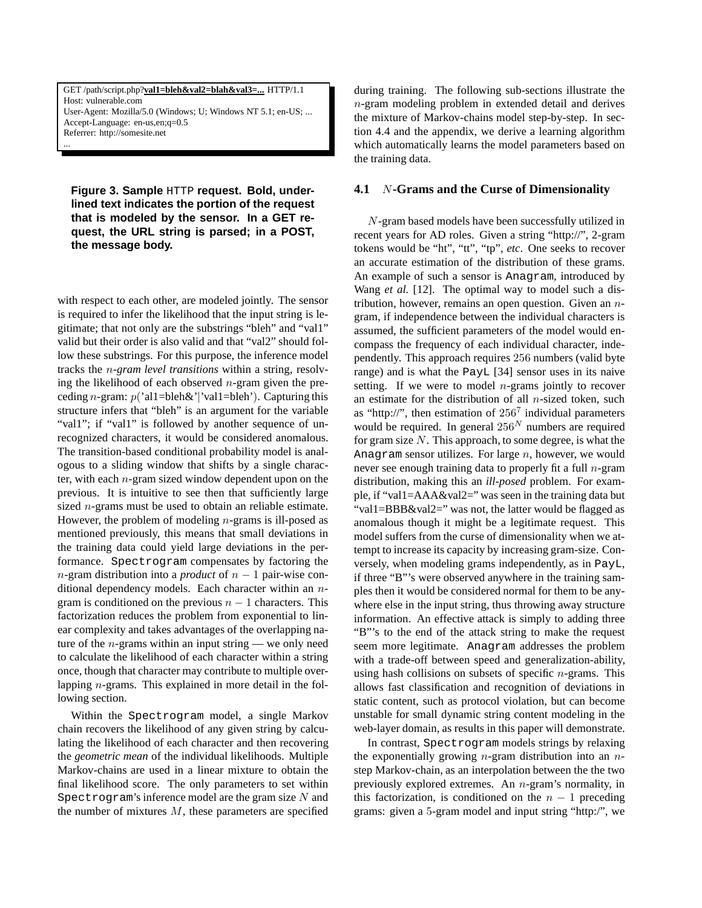```
GET /path/script.php?val1=bleh&val2=blah&val3=... HTTP/1.1
Host: vulnerable.com
User-Agent: Mozilla/5.0 (Windows; U; Windows NT 5.1; en-US; ...
Accept-Language: en-us,en;q=0.5
Referrer: http://somesite.net
...
```

**Figure 3. Sample HTTP request. Bold, underlined text indicates the portion of the request that is modeled by the sensor. In a GET request, the URL string is parsed; in a POST, the message body.**

with respect to each other, are modeled jointly. The sensor is required to infer the likelihood that the input string is legitimate; that not only are the substrings "bleh" and "val1" valid but their order is also valid and that "val2" should follow these substrings. For this purpose, the inference model tracks the $n$-*gram level transitions* within a string, resolving the likelihood of each observed $n$-gram given the preceding $n$-gram: $p($'al1=bleh&'$|$'val1=bleh'$)$. Capturing this structure infers that "bleh" is an argument for the variable "val1"; if "val1" is followed by another sequence of unrecognized characters, it would be considered anomalous. The transition-based conditional probability model is analogous to a sliding window that shifts by a single character, with each $n$-gram sized window dependent upon on the previous. It is intuitive to see then that sufficiently large sized $n$-grams must be used to obtain an reliable estimate. However, the problem of modeling $n$-grams is ill-posed as mentioned previously, this means that small deviations in the training data could yield large deviations in the performance. Spectrogram compensates by factoring the $n$-gram distribution into a *product* of $n-1$ pair-wise conditional dependency models. Each character within an $n$-gram is conditioned on the previous $n-1$ characters. This factorization reduces the problem from exponential to linear complexity and takes advantages of the overlapping nature of the $n$-grams within an input string — we only need to calculate the likelihood of each character within a string once, though that character may contribute to multiple overlapping $n$-grams. This explained in more detail in the following section.

Within the Spectrogram model, a single Markov chain recovers the likelihood of any given string by calculating the likelihood of each character and then recovering the *geometric mean* of the individual likelihoods. Multiple Markov-chains are used in a linear mixture to obtain the final likelihood score. The only parameters to set within Spectrogram's inference model are the gram size $N$ and the number of mixtures $M$, these parameters are specified during training. The following sub-sections illustrate the $n$-gram modeling problem in extended detail and derives the mixture of Markov-chains model step-by-step. In section 4.4 and the appendix, we derive a learning algorithm which automatically learns the model parameters based on the training data.

### 4.1 $N$-Grams and the Curse of Dimensionality

$N$-gram based models have been successfully utilized in recent years for AD roles. Given a string "http://", 2-gram tokens would be "ht", "tt", "tp", *etc*. One seeks to recover an accurate estimation of the distribution of these grams. An example of such a sensor is Anagram, introduced by Wang *et al.* [12]. The optimal way to model such a distribution, however, remains an open question. Given an $n$-gram, if independence between the individual characters is assumed, the sufficient parameters of the model would encompass the frequency of each individual character, independently. This approach requires $256$ numbers (valid byte range) and is what the PayL [34] sensor uses in its naive setting. If we were to model $n$-grams jointly to recover an estimate for the distribution of all $n$-sized token, such as "http://", then estimation of $256^7$ individual parameters would be required. In general $256^N$ numbers are required for gram size $N$. This approach, to some degree, is what the Anagram sensor utilizes. For large $n$, however, we would never see enough training data to properly fit a full $n$-gram distribution, making this an *ill-posed* problem. For example, if "val1=AAA&val2=" was seen in the training data but "val1=BBB&val2=" was not, the latter would be flagged as anomalous though it might be a legitimate request. This model suffers from the curse of dimensionality when we attempt to increase its capacity by increasing gram-size. Conversely, when modeling grams independently, as in PayL, if three "B"'s were observed anywhere in the training samples then it would be considered normal for them to be anywhere else in the input string, thus throwing away structure information. An effective attack is simply to adding three "B"'s to the end of the attack string to make the request seem more legitimate. Anagram addresses the problem with a trade-off between speed and generalization-ability, using hash collisions on subsets of specific $n$-grams. This allows fast classification and recognition of deviations in static content, such as protocol violation, but can become unstable for small dynamic string content modeling in the web-layer domain, as results in this paper will demonstrate.

In contrast, Spectrogram models strings by relaxing the exponentially growing $n$-gram distribution into an $n$-step Markov-chain, as an interpolation between the the two previously explored extremes. An $n$-gram's normality, in this factorization, is conditioned on the $n-1$ preceding grams: given a $5$-gram model and input string "http:/", we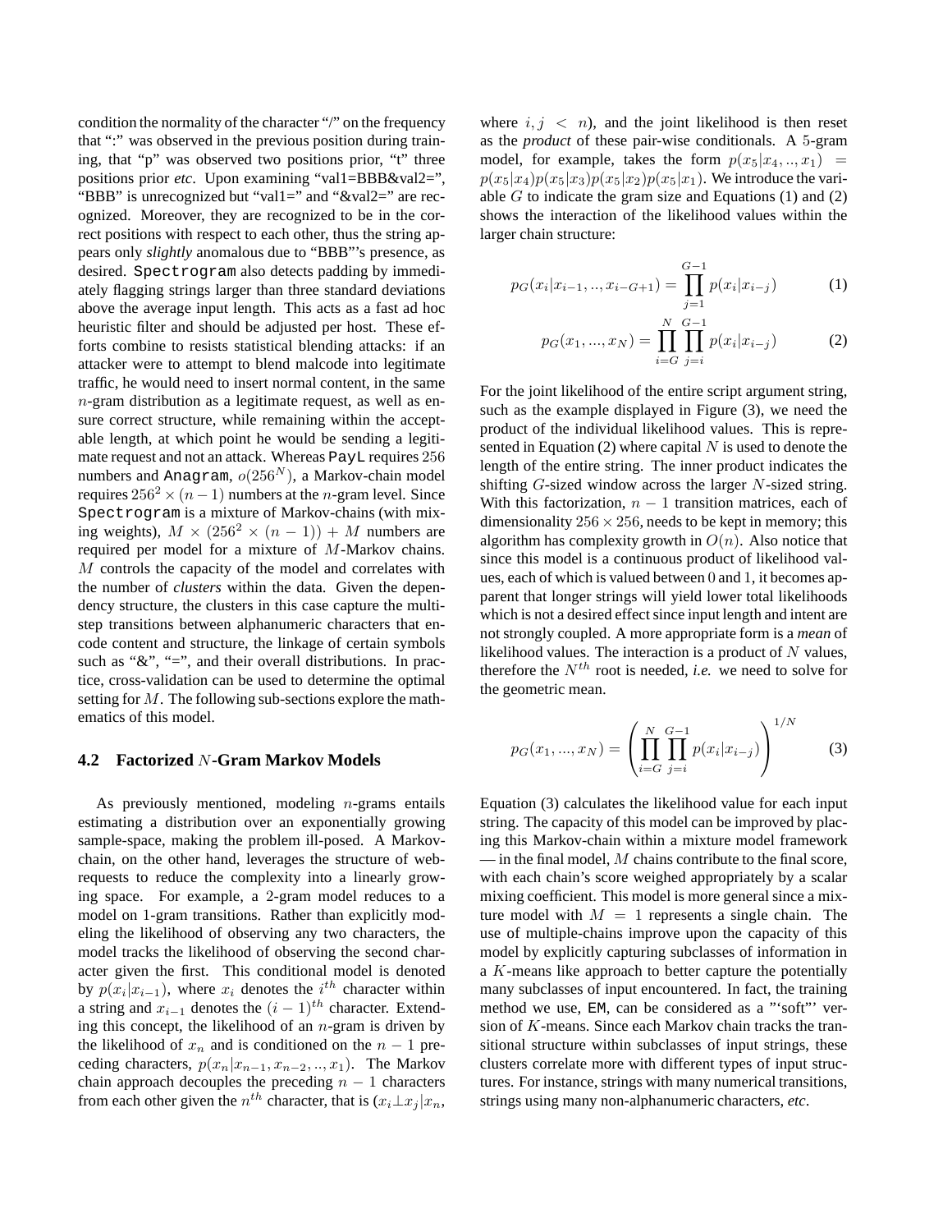condition the normality of the character "/" on the frequency that ":" was observed in the previous position during training, that "p" was observed two positions prior, "t" three positions prior *etc*. Upon examining "val1=BBB&val2=", "BBB" is unrecognized but "val1=" and "&val2=" are recognized. Moreover, they are recognized to be in the correct positions with respect to each other, thus the string appears only *slightly* anomalous due to "BBB"'s presence, as desired. `Spectrogram` also detects padding by immediately flagging strings larger than three standard deviations above the average input length. This acts as a fast ad hoc heuristic filter and should be adjusted per host. These efforts combine to resists statistical blending attacks: if an attacker were to attempt to blend malcode into legitimate traffic, he would need to insert normal content, in the same $n$-gram distribution as a legitimate request, as well as ensure correct structure, while remaining within the acceptable length, at which point he would be sending a legitimate request and not an attack. Whereas `PayL` requires $256$ numbers and `Anagram`, $o(256^N)$, a Markov-chain model requires $256^2 \times (n-1)$ numbers at the $n$-gram level. Since `Spectrogram` is a mixture of Markov-chains (with mixing weights), $M \times (256^2 \times (n-1)) + M$ numbers are required per model for a mixture of $M$-Markov chains. $M$ controls the capacity of the model and correlates with the number of *clusters* within the data. Given the dependency structure, the clusters in this case capture the multi-step transitions between alphanumeric characters that encode content and structure, the linkage of certain symbols such as "&", "=", and their overall distributions. In practice, cross-validation can be used to determine the optimal setting for $M$. The following sub-sections explore the mathematics of this model.

### 4.2 Factorized $N$-Gram Markov Models

As previously mentioned, modeling $n$-grams entails estimating a distribution over an exponentially growing sample-space, making the problem ill-posed. A Markov-chain, on the other hand, leverages the structure of web-requests to reduce the complexity into a linearly growing space. For example, a 2-gram model reduces to a model on 1-gram transitions. Rather than explicitly modeling the likelihood of observing any two characters, the model tracks the likelihood of observing the second character given the first. This conditional model is denoted by $p(x_i|x_{i-1})$, where $x_i$ denotes the $i^{th}$ character within a string and $x_{i-1}$ denotes the $(i-1)^{th}$ character. Extending this concept, the likelihood of an $n$-gram is driven by the likelihood of $x_n$ and is conditioned on the $n-1$ preceding characters, $p(x_n|x_{n-1}, x_{n-2}, .., x_1)$. The Markov chain approach decouples the preceding $n-1$ characters from each other given the $n^{th}$ character, that is ($x_i \perp x_j | x_n$, where $i, j < n$), and the joint likelihood is then reset as the *product* of these pair-wise conditionals. A 5-gram model, for example, takes the form $p(x_5|x_4, .., x_1) = p(x_5|x_4)p(x_5|x_3)p(x_5|x_2)p(x_5|x_1)$. We introduce the variable $G$ to indicate the gram size and Equations (1) and (2) shows the interaction of the likelihood values within the larger chain structure:

$$p_G(x_i|x_{i-1}, .., x_{i-G+1}) = \prod_{j=1}^{G-1} p(x_i|x_{i-j}) \qquad (1)$$

$$p_G(x_1, ..., x_N) = \prod_{i=G}^{N} \prod_{j=i}^{G-1} p(x_i|x_{i-j}) \qquad (2)$$

For the joint likelihood of the entire script argument string, such as the example displayed in Figure (3), we need the product of the individual likelihood values. This is represented in Equation (2) where capital $N$ is used to denote the length of the entire string. The inner product indicates the shifting $G$-sized window across the larger $N$-sized string. With this factorization, $n-1$ transition matrices, each of dimensionality $256 \times 256$, needs to be kept in memory; this algorithm has complexity growth in $O(n)$. Also notice that since this model is a continuous product of likelihood values, each of which is valued between $0$ and $1$, it becomes apparent that longer strings will yield lower total likelihoods which is not a desired effect since input length and intent are not strongly coupled. A more appropriate form is a *mean* of likelihood values. The interaction is a product of $N$ values, therefore the $N^{th}$ root is needed, *i.e.* we need to solve for the geometric mean.

$$p_G(x_1, ..., x_N) = \left( \prod_{i=G}^{N} \prod_{j=i}^{G-1} p(x_i|x_{i-j}) \right)^{1/N} \qquad (3)$$

Equation (3) calculates the likelihood value for each input string. The capacity of this model can be improved by placing this Markov-chain within a mixture model framework — in the final model, $M$ chains contribute to the final score, with each chain's score weighed appropriately by a scalar mixing coefficient. This model is more general since a mixture model with $M = 1$ represents a single chain. The use of multiple-chains improve upon the capacity of this model by explicitly capturing subclasses of information in a $K$-means like approach to better capture the potentially many subclasses of input encountered. In fact, the training method we use, `EM`, can be considered as a "'soft"' version of $K$-means. Since each Markov chain tracks the transitional structure within subclasses of input strings, these clusters correlate more with different types of input structures. For instance, strings with many numerical transitions, strings using many non-alphanumeric characters, *etc*.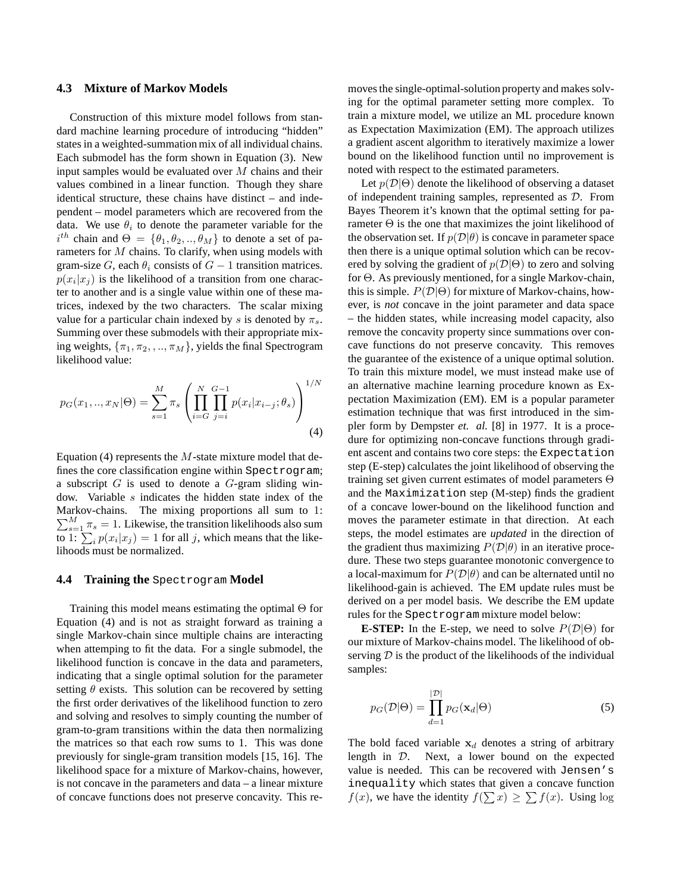### 4.3 Mixture of Markov Models

Construction of this mixture model follows from standard machine learning procedure of introducing "hidden" states in a weighted-summation mix of all individual chains. Each submodel has the form shown in Equation (3). New input samples would be evaluated over $M$ chains and their values combined in a linear function. Though they share identical structure, these chains have distinct – and independent – model parameters which are recovered from the data. We use $\theta_i$ to denote the parameter variable for the $i^{th}$ chain and $\Theta = \{\theta_1, \theta_2, .., \theta_M\}$ to denote a set of parameters for $M$ chains. To clarify, when using models with gram-size $G$, each $\theta_i$ consists of $G-1$ transition matrices. $p(x_i|x_j)$ is the likelihood of a transition from one character to another and is a single value within one of these matrices, indexed by the two characters. The scalar mixing value for a particular chain indexed by $s$ is denoted by $\pi_s$. Summing over these submodels with their appropriate mixing weights, $\{\pi_1, \pi_2, .., \pi_M\}$, yields the final Spectrogram likelihood value:

$$p_G(x_1, .., x_N|\Theta) = \sum_{s=1}^{M} \pi_s \left( \prod_{i=G}^{N} \prod_{j=i}^{G-1} p(x_i|x_{i-j}; \theta_s) \right)^{1/N} \tag{4}$$

Equation (4) represents the $M$-state mixture model that defines the core classification engine within `Spectrogram`; a subscript $G$ is used to denote a $G$-gram sliding window. Variable $s$ indicates the hidden state index of the Markov-chains. The mixing proportions all sum to 1: $\sum_{s=1}^{M} \pi_s = 1$. Likewise, the transition likelihoods also sum to 1: $\sum_i p(x_i|x_j) = 1$ for all $j$, which means that the likelihoods must be normalized.

### 4.4 Training the `Spectrogram` Model

Training this model means estimating the optimal $\Theta$ for Equation (4) and is not as straight forward as training a single Markov-chain since multiple chains are interacting when attemping to fit the data. For a single submodel, the likelihood function is concave in the data and parameters, indicating that a single optimal solution for the parameter setting $\theta$ exists. This solution can be recovered by setting the first order derivatives of the likelihood function to zero and solving and resolves to simply counting the number of gram-to-gram transitions within the data then normalizing the matrices so that each row sums to 1. This was done previously for single-gram transition models [15, 16]. The likelihood space for a mixture of Markov-chains, however, is not concave in the parameters and data – a linear mixture of concave functions does not preserve concavity. This removes the single-optimal-solution property and makes solving for the optimal parameter setting more complex. To train a mixture model, we utilize an ML procedure known as Expectation Maximization (EM). The approach utilizes a gradient ascent algorithm to iteratively maximize a lower bound on the likelihood function until no improvement is noted with respect to the estimated parameters.

Let $p(\mathcal{D}|\Theta)$ denote the likelihood of observing a dataset of independent training samples, represented as $\mathcal{D}$. From Bayes Theorem it's known that the optimal setting for parameter $\Theta$ is the one that maximizes the joint likelihood of the observation set. If $p(\mathcal{D}|\theta)$ is concave in parameter space then there is a unique optimal solution which can be recovered by solving the gradient of $p(\mathcal{D}|\Theta)$ to zero and solving for $\Theta$. As previously mentioned, for a single Markov-chain, this is simple. $P(\mathcal{D}|\Theta)$ for mixture of Markov-chains, however, is *not* concave in the joint parameter and data space – the hidden states, while increasing model capacity, also remove the concavity property since summations over concave functions do not preserve concavity. This removes the guarantee of the existence of a unique optimal solution. To train this mixture model, we must instead make use of an alternative machine learning procedure known as Expectation Maximization (EM). EM is a popular parameter estimation technique that was first introduced in the simpler form by Dempster *et. al.* [8] in 1977. It is a procedure for optimizing non-concave functions through gradient ascent and contains two core steps: the `Expectation` step (E-step) calculates the joint likelihood of observing the training set given current estimates of model parameters $\Theta$ and the `Maximization` step (M-step) finds the gradient of a concave lower-bound on the likelihood function and moves the parameter estimate in that direction. At each steps, the model estimates are *updated* in the direction of the gradient thus maximizing $P(\mathcal{D}|\theta)$ in an iterative procedure. These two steps guarantee monotonic convergence to a local-maximum for $P(\mathcal{D}|\theta)$ and can be alternated until no likelihood-gain is achieved. The EM update rules must be derived on a per model basis. We describe the EM update rules for the `Spectrogram` mixture model below:

**E-STEP:** In the E-step, we need to solve $P(\mathcal{D}|\Theta)$ for our mixture of Markov-chains model. The likelihood of observing $\mathcal{D}$ is the product of the likelihoods of the individual samples:

$$p_G(\mathcal{D}|\Theta) = \prod_{d=1}^{|\mathcal{D}|} p_G(\mathbf{x}_d|\Theta) \tag{5}$$

The bold faced variable $\mathbf{x}_d$ denotes a string of arbitrary length in $\mathcal{D}$. Next, a lower bound on the expected value is needed. This can be recovered with `Jensen's inequality` which states that given a concave function $f(x)$, we have the identity $f(\sum x) \geq \sum f(x)$. Using $\log$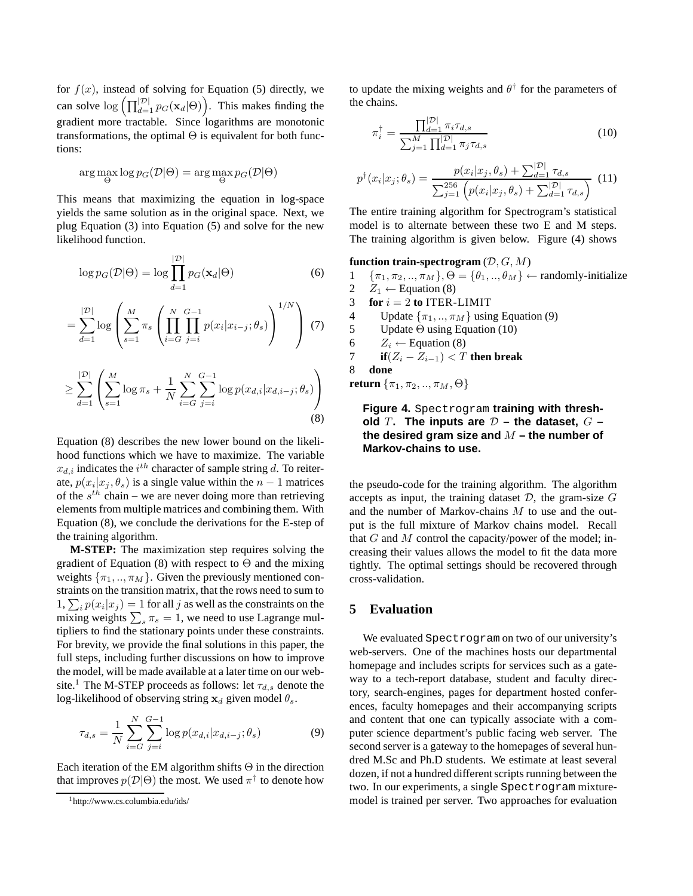for $f(x)$, instead of solving for Equation (5) directly, we can solve $\log\left(\prod_{d=1}^{|\mathcal{D}|} p_G(\mathbf{x}_d|\Theta)\right)$. This makes finding the gradient more tractable. Since logarithms are monotonic transformations, the optimal $\Theta$ is equivalent for both functions:

$$\arg\max_{\Theta} \log p_G(\mathcal{D}|\Theta) = \arg\max_{\Theta} p_G(\mathcal{D}|\Theta)$$

This means that maximizing the equation in log-space yields the same solution as in the original space. Next, we plug Equation (3) into Equation (5) and solve for the new likelihood function.

$$\log p_G(\mathcal{D}|\Theta) = \log \prod_{d=1}^{|\mathcal{D}|} p_G(\mathbf{x}_d|\Theta) \tag{6}$$

$$= \sum_{d=1}^{|\mathcal{D}|} \log \left( \sum_{s=1}^{M} \pi_s \left( \prod_{i=G}^{N} \prod_{j=i}^{G-1} p(x_i|x_{i-j};\theta_s) \right)^{1/N} \right) \tag{7}$$

$$\geq \sum_{d=1}^{|\mathcal{D}|} \left( \sum_{s=1}^{M} \log \pi_s + \frac{1}{N} \sum_{i=G}^{N} \sum_{j=i}^{G-1} \log p(x_{d,i}|x_{d,i-j};\theta_s) \right) \tag{8}$$

Equation (8) describes the new lower bound on the likelihood functions which we have to maximize. The variable $x_{d,i}$ indicates the $i^{th}$ character of sample string $d$. To reiterate, $p(x_i|x_j,\theta_s)$ is a single value within the $n-1$ matrices of the $s^{th}$ chain – we are never doing more than retrieving elements from multiple matrices and combining them. With Equation (8), we conclude the derivations for the E-step of the training algorithm.

**M-STEP:** The maximization step requires solving the gradient of Equation (8) with respect to $\Theta$ and the mixing weights $\{\pi_1,..,\pi_M\}$. Given the previously mentioned constraints on the transition matrix, that the rows need to sum to $1, \sum_i p(x_i|x_j) = 1$ for all $j$ as well as the constraints on the mixing weights $\sum_s \pi_s = 1$, we need to use Lagrange multipliers to find the stationary points under these constraints. For brevity, we provide the final solutions in this paper, the full steps, including further discussions on how to improve the model, will be made available at a later time on our website.[1] The M-STEP proceeds as follows: let $\tau_{d,s}$ denote the log-likelihood of observing string $\mathbf{x}_d$ given model $\theta_s$.

$$\tau_{d,s} = \frac{1}{N} \sum_{i=G}^{N} \sum_{j=i}^{G-1} \log p(x_{d,i}|x_{d,i-j};\theta_s) \tag{9}$$

Each iteration of the EM algorithm shifts $\Theta$ in the direction that improves $p(\mathcal{D}|\Theta)$ the most. We used $\pi^\dagger$ to denote how to update the mixing weights and $\theta^\dagger$ for the parameters of the chains.

$$\pi_i^\dagger = \frac{\prod_{d=1}^{|\mathcal{D}|} \pi_i \tau_{d,s}}{\sum_{j=1}^{M} \prod_{d=1}^{|\mathcal{D}|} \pi_j \tau_{d,s}} \tag{10}$$

$$p^\dagger(x_i|x_j;\theta_s) = \frac{p(x_i|x_j,\theta_s) + \sum_{d=1}^{|\mathcal{D}|} \tau_{d,s}}{\sum_{j=1}^{256} \left( p(x_i|x_j,\theta_s) + \sum_{d=1}^{|\mathcal{D}|} \tau_{d,s} \right)} \tag{11}$$

The entire training algorithm for Spectrogram's statistical model is to alternate between these two E and M steps. The training algorithm is given below. Figure (4) shows the pseudo-code for the training algorithm. The algorithm accepts as input, the training dataset $\mathcal{D}$, the gram-size $G$ and the number of Markov-chains $M$ to use and the output is the full mixture of Markov chains model. Recall that $G$ and $M$ control the capacity/power of the model; increasing their values allows the model to fit the data more tightly. The optimal settings should be recovered through cross-validation.

**function train-spectrogram** $(\mathcal{D}, G, M)$

1 $\{\pi_1,\pi_2,..,\pi_M\}, \Theta = \{\theta_1,..,\theta_M\} \leftarrow$ randomly-initialize
2 $\quad Z_1 \leftarrow$ Equation (8)
3 $\quad$ **for** $i = 2$ **to** ITER-LIMIT
4 $\qquad$ Update $\{\pi_1,..,\pi_M\}$ using Equation (9)
5 $\qquad$ Update $\Theta$ using Equation (10)
6 $\qquad Z_i \leftarrow$ Equation (8)
7 $\qquad$ **if**$(Z_i - Z_{i-1}) < T$ **then break**
8 $\quad$ **done**
**return** $\{\pi_1,\pi_2,..,\pi_M,\Theta\}$

**Figure 4.** Spectrogram **training with threshold $T$. The inputs are $\mathcal{D}$ – the dataset, $G$ – the desired gram size and $M$ – the number of Markov-chains to use.**

## 5 Evaluation

We evaluated Spectrogram on two of our university's web-servers. One of the machines hosts our departmental homepage and includes scripts for services such as a gateway to a tech-report database, student and faculty directory, search-engines, pages for department hosted conferences, faculty homepages and their accompanying scripts and content that one can typically associate with a computer science department's public facing web server. The second server is a gateway to the homepages of several hundred M.Sc and Ph.D students. We estimate at least several dozen, if not a hundred different scripts running between the two. In our experiments, a single Spectrogram mixture-model is trained per server. Two approaches for evaluation

[1] http://www.cs.columbia.edu/ids/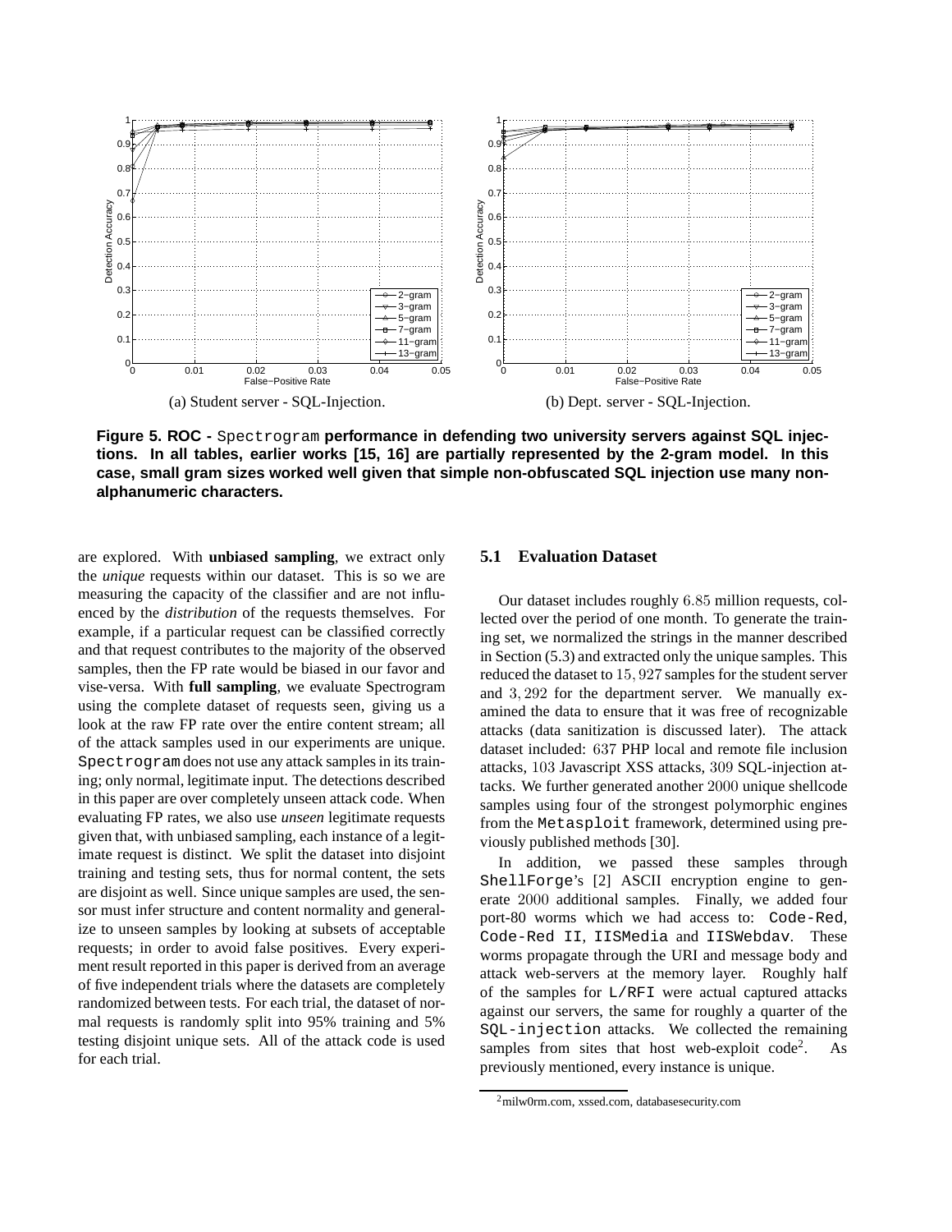(a) Student server - SQL-Injection.

(b) Dept. server - SQL-Injection.

**Figure 5. ROC -** Spectrogram **performance in defending two university servers against SQL injections. In all tables, earlier works [15, 16] are partially represented by the 2-gram model. In this case, small gram sizes worked well given that simple non-obfuscated SQL injection use many non-alphanumeric characters.**

are explored. With **unbiased sampling**, we extract only the *unique* requests within our dataset. This is so we are measuring the capacity of the classifier and are not influenced by the *distribution* of the requests themselves. For example, if a particular request can be classified correctly and that request contributes to the majority of the observed samples, then the FP rate would be biased in our favor and vise-versa. With **full sampling**, we evaluate Spectrogram using the complete dataset of requests seen, giving us a look at the raw FP rate over the entire content stream; all of the attack samples used in our experiments are unique. Spectrogram does not use any attack samples in its training; only normal, legitimate input. The detections described in this paper are over completely unseen attack code. When evaluating FP rates, we also use *unseen* legitimate requests given that, with unbiased sampling, each instance of a legitimate request is distinct. We split the dataset into disjoint training and testing sets, thus for normal content, the sets are disjoint as well. Since unique samples are used, the sensor must infer structure and content normality and generalize to unseen samples by looking at subsets of acceptable requests; in order to avoid false positives. Every experiment result reported in this paper is derived from an average of five independent trials where the datasets are completely randomized between tests. For each trial, the dataset of normal requests is randomly split into 95% training and 5% testing disjoint unique sets. All of the attack code is used for each trial.

### 5.1 Evaluation Dataset

Our dataset includes roughly $6.85$ million requests, collected over the period of one month. To generate the training set, we normalized the strings in the manner described in Section (5.3) and extracted only the unique samples. This reduced the dataset to $15,927$ samples for the student server and $3,292$ for the department server. We manually examined the data to ensure that it was free of recognizable attacks (data sanitization is discussed later). The attack dataset included: $637$ PHP local and remote file inclusion attacks, $103$ Javascript XSS attacks, $309$ SQL-injection attacks. We further generated another $2000$ unique shellcode samples using four of the strongest polymorphic engines from the Metasploit framework, determined using previously published methods [30].

In addition, we passed these samples through ShellForge's [2] ASCII encryption engine to generate $2000$ additional samples. Finally, we added four port-80 worms which we had access to: Code-Red, Code-Red II, IISMedia and IISWebdav. These worms propagate through the URI and message body and attack web-servers at the memory layer. Roughly half of the samples for L/RFI were actual captured attacks against our servers, the same for roughly a quarter of the SQL-injection attacks. We collected the remaining samples from sites that host web-exploit code[2]. As previously mentioned, every instance is unique.

[2] milw0rm.com, xssed.com, databasesecurity.com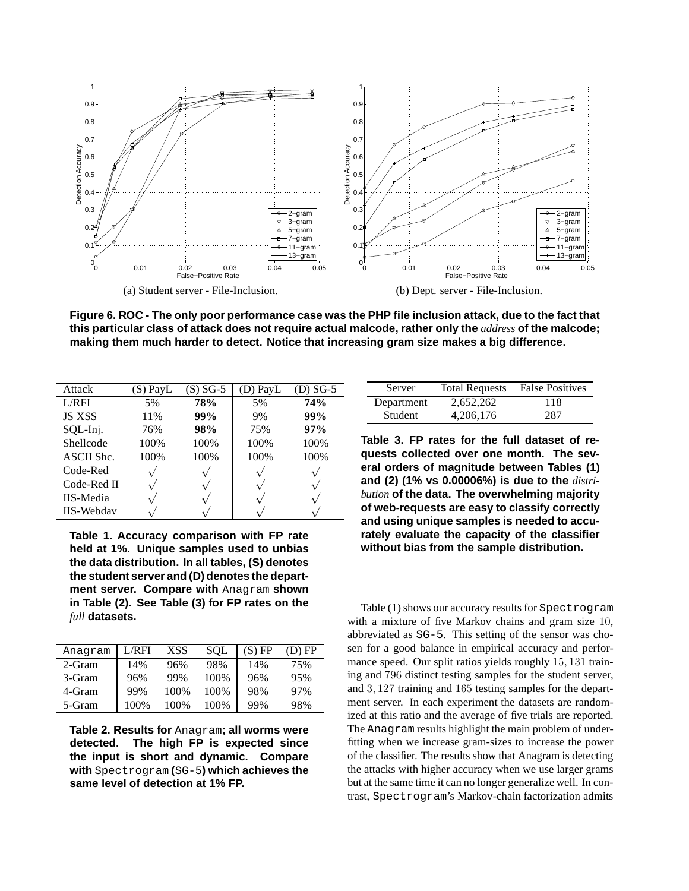(a) Student server - File-Inclusion.

(b) Dept. server - File-Inclusion.

**Figure 6. ROC - The only poor performance case was the PHP file inclusion attack, due to the fact that this particular class of attack does not require actual malcode, rather only the *address* of the malcode; making them much harder to detect. Notice that increasing gram size makes a big difference.**

| Attack | (S) PayL | (S) SG-5 | (D) PayL | (D) SG-5 |
|---|---|---|---|---|
| L/RFI | 5% | **78%** | 5% | **74%** |
| JS XSS | 11% | **99%** | 9% | **99%** |
| SQL-Inj. | 76% | **98%** | 75% | **97%** |
| Shellcode | 100% | 100% | 100% | 100% |
| ASCII Shc. | 100% | 100% | 100% | 100% |
| Code-Red | $\surd$ | $\surd$ | $\surd$ | $\surd$ |
| Code-Red II | $\surd$ | $\surd$ | $\surd$ | $\surd$ |
| IIS-Media | $\surd$ | $\surd$ | $\surd$ | $\surd$ |
| IIS-Webdav | $\surd$ | $\surd$ | $\surd$ | $\surd$ |

**Table 1. Accuracy comparison with FP rate held at 1%. Unique samples used to unbias the data distribution. In all tables, (S) denotes the student server and (D) denotes the department server. Compare with** `Anagram` **shown in Table (2). See Table (3) for FP rates on the *full* datasets.**

| `Anagram` | L/RFI | XSS | SQL | (S) FP | (D) FP |
|---|---|---|---|---|---|
| 2-Gram | 14% | 96% | 98% | 14% | 75% |
| 3-Gram | 96% | 99% | 100% | 96% | 95% |
| 4-Gram | 99% | 100% | 100% | 98% | 97% |
| 5-Gram | 100% | 100% | 100% | 99% | 98% |

**Table 2. Results for** `Anagram`**; all worms were detected. The high FP is expected since the input is short and dynamic. Compare with** `Spectrogram` **(**`SG-5`**) which achieves the same level of detection at 1% FP.**

| Server | Total Requests | False Positives |
|---|---|---|
| Department | 2,652,262 | 118 |
| Student | 4,206,176 | 287 |

**Table 3. FP rates for the full dataset of requests collected over one month. The several orders of magnitude between Tables (1) and (2) (1% vs 0.00006%) is due to the *distribution* of the data. The overwhelming majority of web-requests are easy to classify correctly and using unique samples is needed to accurately evaluate the capacity of the classifier without bias from the sample distribution.**

Table (1) shows our accuracy results for `Spectrogram` with a mixture of five Markov chains and gram size $10$, abbreviated as `SG-5`. This setting of the sensor was chosen for a good balance in empirical accuracy and performance speed. Our split ratios yields roughly $15,131$ training and $796$ distinct testing samples for the student server, and $3,127$ training and $165$ testing samples for the department server. In each experiment the datasets are randomized at this ratio and the average of five trials are reported. The `Anagram` results highlight the main problem of underfitting when we increase gram-sizes to increase the power of the classifier. The results show that Anagram is detecting the attacks with higher accuracy when we use larger grams but at the same time it can no longer generalize well. In contrast, `Spectrogram`'s Markov-chain factorization admits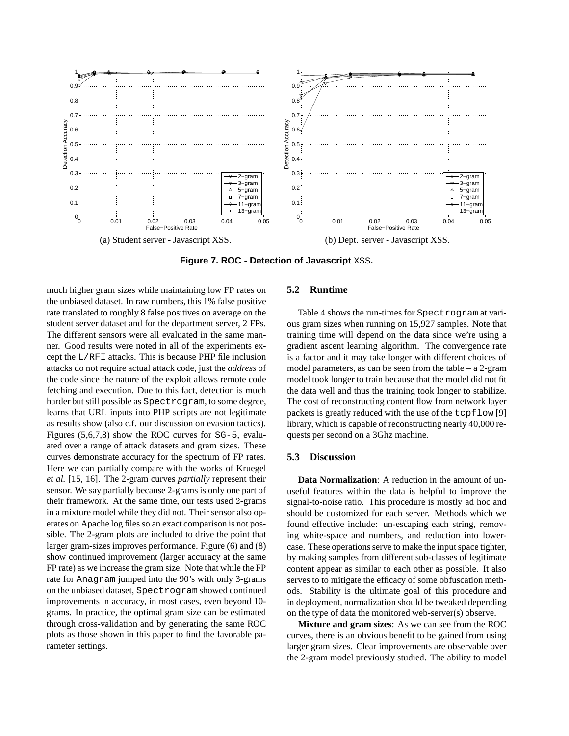(a) Student server - Javascript XSS.

(b) Dept. server - Javascript XSS.

**Figure 7. ROC - Detection of Javascript XSS.**

much higher gram sizes while maintaining low FP rates on the unbiased dataset. In raw numbers, this 1% false positive rate translated to roughly 8 false positives on average on the student server dataset and for the department server, 2 FPs. The different sensors were all evaluated in the same manner. Good results were noted in all of the experiments except the L/RFI attacks. This is because PHP file inclusion attacks do not require actual attack code, just the *address* of the code since the nature of the exploit allows remote code fetching and execution. Due to this fact, detection is much harder but still possible as Spectrogram, to some degree, learns that URL inputs into PHP scripts are not legitimate as results show (also c.f. our discussion on evasion tactics). Figures (5,6,7,8) show the ROC curves for SG-5, evaluated over a range of attack datasets and gram sizes. These curves demonstrate accuracy for the spectrum of FP rates. Here we can partially compare with the works of Kruegel *et al.* [15, 16]. The 2-gram curves *partially* represent their sensor. We say partially because 2-grams is only one part of their framework. At the same time, our tests used 2-grams in a mixture model while they did not. Their sensor also operates on Apache log files so an exact comparison is not possible. The 2-gram plots are included to drive the point that larger gram-sizes improves performance. Figure (6) and (8) show continued improvement (larger accuracy at the same FP rate) as we increase the gram size. Note that while the FP rate for Anagram jumped into the 90's with only 3-grams on the unbiased dataset, Spectrogram showed continued improvements in accuracy, in most cases, even beyond 10-grams. In practice, the optimal gram size can be estimated through cross-validation and by generating the same ROC plots as those shown in this paper to find the favorable parameter settings.

### 5.2 Runtime

Table 4 shows the run-times for Spectrogram at various gram sizes when running on 15,927 samples. Note that training time will depend on the data since we're using a gradient ascent learning algorithm. The convergence rate is a factor and it may take longer with different choices of model parameters, as can be seen from the table – a 2-gram model took longer to train because that the model did not fit the data well and thus the training took longer to stabilize. The cost of reconstructing content flow from network layer packets is greatly reduced with the use of the tcpflow [9] library, which is capable of reconstructing nearly 40,000 requests per second on a 3Ghz machine.

### 5.3 Discussion

**Data Normalization**: A reduction in the amount of unuseful features within the data is helpful to improve the signal-to-noise ratio. This procedure is mostly ad hoc and should be customized for each server. Methods which we found effective include: un-escaping each string, removing white-space and numbers, and reduction into lowercase. These operations serve to make the input space tighter, by making samples from different sub-classes of legitimate content appear as similar to each other as possible. It also serves to to mitigate the efficacy of some obfuscation methods. Stability is the ultimate goal of this procedure and in deployment, normalization should be tweaked depending on the type of data the monitored web-server(s) observe.

**Mixture and gram sizes**: As we can see from the ROC curves, there is an obvious benefit to be gained from using larger gram sizes. Clear improvements are observable over the 2-gram model previously studied. The ability to model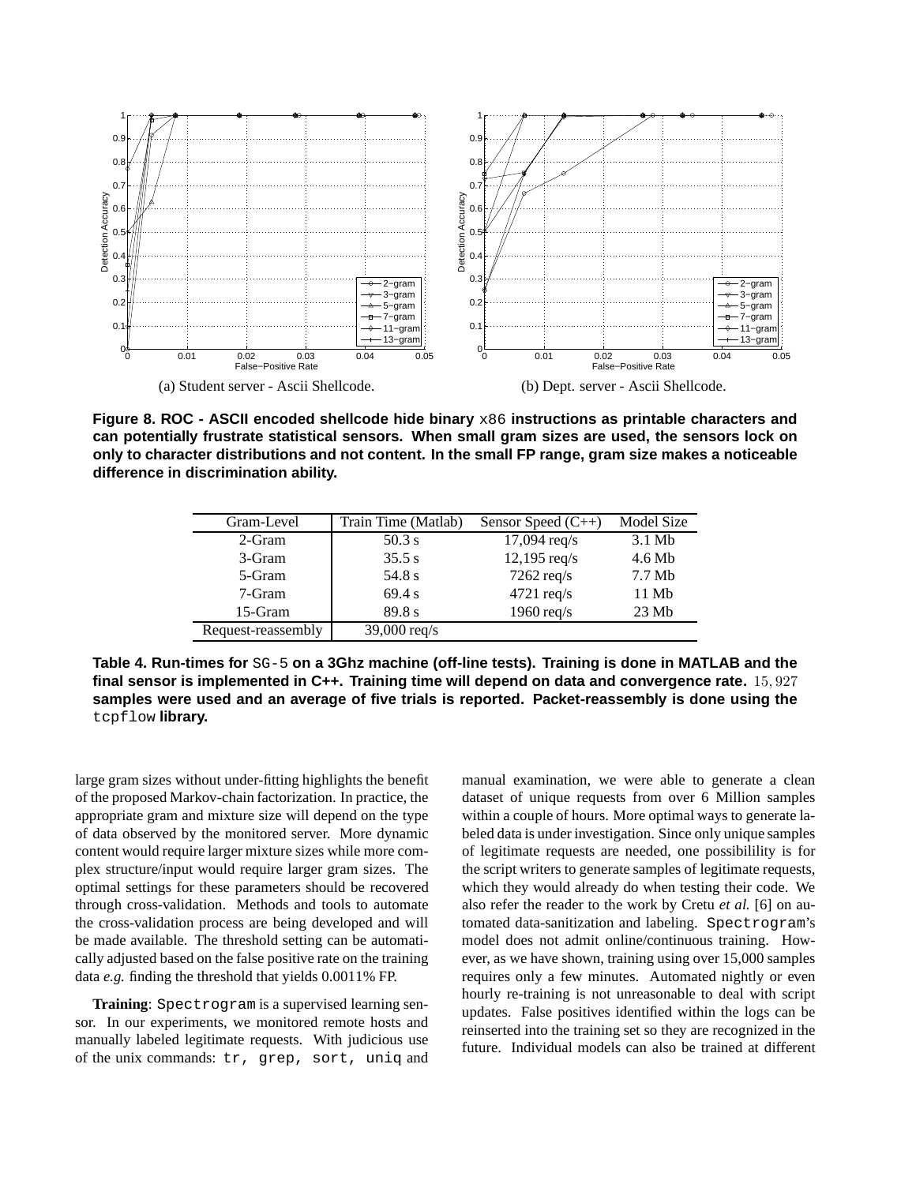(a) Student server - Ascii Shellcode.

(b) Dept. server - Ascii Shellcode.

**Figure 8. ROC - ASCII encoded shellcode hide binary `x86` instructions as printable characters and can potentially frustrate statistical sensors. When small gram sizes are used, the sensors lock on only to character distributions and not content. In the small FP range, gram size makes a noticeable difference in discrimination ability.**

| Gram-Level | Train Time (Matlab) | Sensor Speed (C++) | Model Size |
|---|---|---|---|
| 2-Gram | 50.3 s | 17,094 req/s | 3.1 Mb |
| 3-Gram | 35.5 s | 12,195 req/s | 4.6 Mb |
| 5-Gram | 54.8 s | 7262 req/s | 7.7 Mb |
| 7-Gram | 69.4 s | 4721 req/s | 11 Mb |
| 15-Gram | 89.8 s | 1960 req/s | 23 Mb |
| Request-reassembly | 39,000 req/s | | |

**Table 4. Run-times for `SG-5` on a 3Ghz machine (off-line tests). Training is done in MATLAB and the final sensor is implemented in C++. Training time will depend on data and convergence rate. $15,927$ samples were used and an average of five trials is reported. Packet-reassembly is done using the `tcpflow` library.**

large gram sizes without under-fitting highlights the benefit of the proposed Markov-chain factorization. In practice, the appropriate gram and mixture size will depend on the type of data observed by the monitored server. More dynamic content would require larger mixture sizes while more complex structure/input would require larger gram sizes. The optimal settings for these parameters should be recovered through cross-validation. Methods and tools to automate the cross-validation process are being developed and will be made available. The threshold setting can be automatically adjusted based on the false positive rate on the training data *e.g.* finding the threshold that yields 0.0011% FP.

**Training**: `Spectrogram` is a supervised learning sensor. In our experiments, we monitored remote hosts and manually labeled legitimate requests. With judicious use of the unix commands: `tr, grep, sort, uniq` and manual examination, we were able to generate a clean dataset of unique requests from over 6 Million samples within a couple of hours. More optimal ways to generate labeled data is under investigation. Since only unique samples of legitimate requests are needed, one possibilility is for the script writers to generate samples of legitimate requests, which they would already do when testing their code. We also refer the reader to the work by Cretu *et al.* [6] on automated data-sanitization and labeling. `Spectrogram`'s model does not admit online/continuous training. However, as we have shown, training using over 15,000 samples requires only a few minutes. Automated nightly or even hourly re-training is not unreasonable to deal with script updates. False positives identified within the logs can be reinserted into the training set so they are recognized in the future. Individual models can also be trained at different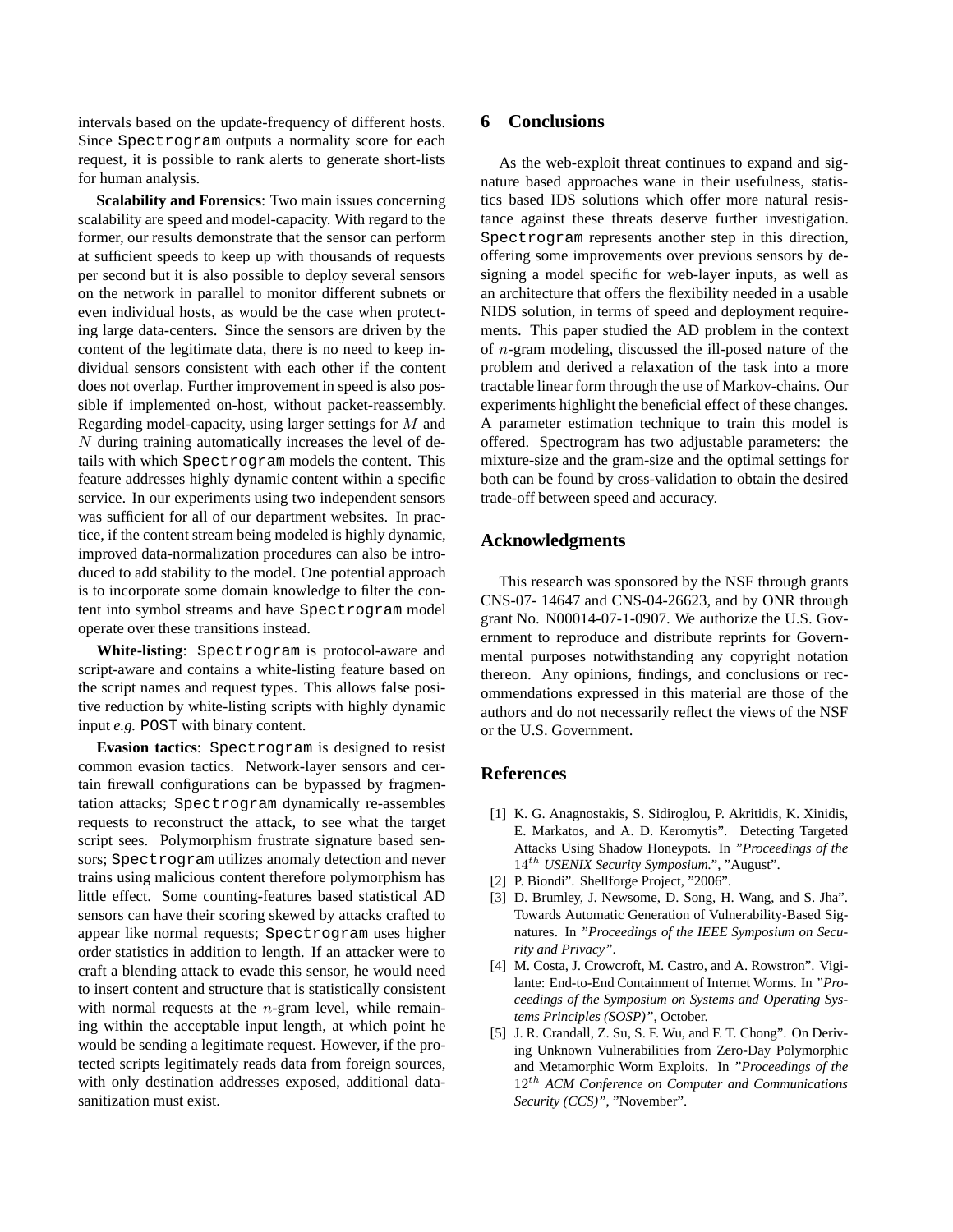intervals based on the update-frequency of different hosts. Since Spectrogram outputs a normality score for each request, it is possible to rank alerts to generate short-lists for human analysis.

**Scalability and Forensics**: Two main issues concerning scalability are speed and model-capacity. With regard to the former, our results demonstrate that the sensor can perform at sufficient speeds to keep up with thousands of requests per second but it is also possible to deploy several sensors on the network in parallel to monitor different subnets or even individual hosts, as would be the case when protecting large data-centers. Since the sensors are driven by the content of the legitimate data, there is no need to keep individual sensors consistent with each other if the content does not overlap. Further improvement in speed is also possible if implemented on-host, without packet-reassembly. Regarding model-capacity, using larger settings for $M$ and $N$ during training automatically increases the level of details with which Spectrogram models the content. This feature addresses highly dynamic content within a specific service. In our experiments using two independent sensors was sufficient for all of our department websites. In practice, if the content stream being modeled is highly dynamic, improved data-normalization procedures can also be introduced to add stability to the model. One potential approach is to incorporate some domain knowledge to filter the content into symbol streams and have Spectrogram model operate over these transitions instead.

**White-listing**: Spectrogram is protocol-aware and script-aware and contains a white-listing feature based on the script names and request types. This allows false positive reduction by white-listing scripts with highly dynamic input *e.g.* POST with binary content.

**Evasion tactics**: Spectrogram is designed to resist common evasion tactics. Network-layer sensors and certain firewall configurations can be bypassed by fragmentation attacks; Spectrogram dynamically re-assembles requests to reconstruct the attack, to see what the target script sees. Polymorphism frustrate signature based sensors; Spectrogram utilizes anomaly detection and never trains using malicious content therefore polymorphism has little effect. Some counting-features based statistical AD sensors can have their scoring skewed by attacks crafted to appear like normal requests; Spectrogram uses higher order statistics in addition to length. If an attacker were to craft a blending attack to evade this sensor, he would need to insert content and structure that is statistically consistent with normal requests at the $n$-gram level, while remaining within the acceptable input length, at which point he would be sending a legitimate request. However, if the protected scripts legitimately reads data from foreign sources, with only destination addresses exposed, additional data-sanitization must exist.

## 6 Conclusions

As the web-exploit threat continues to expand and signature based approaches wane in their usefulness, statistics based IDS solutions which offer more natural resistance against these threats deserve further investigation. Spectrogram represents another step in this direction, offering some improvements over previous sensors by designing a model specific for web-layer inputs, as well as an architecture that offers the flexibility needed in a usable NIDS solution, in terms of speed and deployment requirements. This paper studied the AD problem in the context of $n$-gram modeling, discussed the ill-posed nature of the problem and derived a relaxation of the task into a more tractable linear form through the use of Markov-chains. Our experiments highlight the beneficial effect of these changes. A parameter estimation technique to train this model is offered. Spectrogram has two adjustable parameters: the mixture-size and the gram-size and the optimal settings for both can be found by cross-validation to obtain the desired trade-off between speed and accuracy.

## Acknowledgments

This research was sponsored by the NSF through grants CNS-07- 14647 and CNS-04-26623, and by ONR through grant No. N00014-07-1-0907. We authorize the U.S. Government to reproduce and distribute reprints for Governmental purposes notwithstanding any copyright notation thereon. Any opinions, findings, and conclusions or recommendations expressed in this material are those of the authors and do not necessarily reflect the views of the NSF or the U.S. Government.

## References

[1] K. G. Anagnostakis, S. Sidiroglou, P. Akritidis, K. Xinidis, E. Markatos, and A. D. Keromytis". Detecting Targeted Attacks Using Shadow Honeypots. In *"Proceedings of the $14^{th}$ USENIX Security Symposium."*, "August".

[2] P. Biondi". Shellforge Project, "2006".

[3] D. Brumley, J. Newsome, D. Song, H. Wang, and S. Jha". Towards Automatic Generation of Vulnerability-Based Signatures. In *"Proceedings of the IEEE Symposium on Security and Privacy"*.

[4] M. Costa, J. Crowcroft, M. Castro, and A. Rowstron". Vigilante: End-to-End Containment of Internet Worms. In *"Proceedings of the Symposium on Systems and Operating Systems Principles (SOSP)"*, October.

[5] J. R. Crandall, Z. Su, S. F. Wu, and F. T. Chong". On Deriving Unknown Vulnerabilities from Zero-Day Polymorphic and Metamorphic Worm Exploits. In *"Proceedings of the $12^{th}$ ACM Conference on Computer and Communications Security (CCS)"*, "November".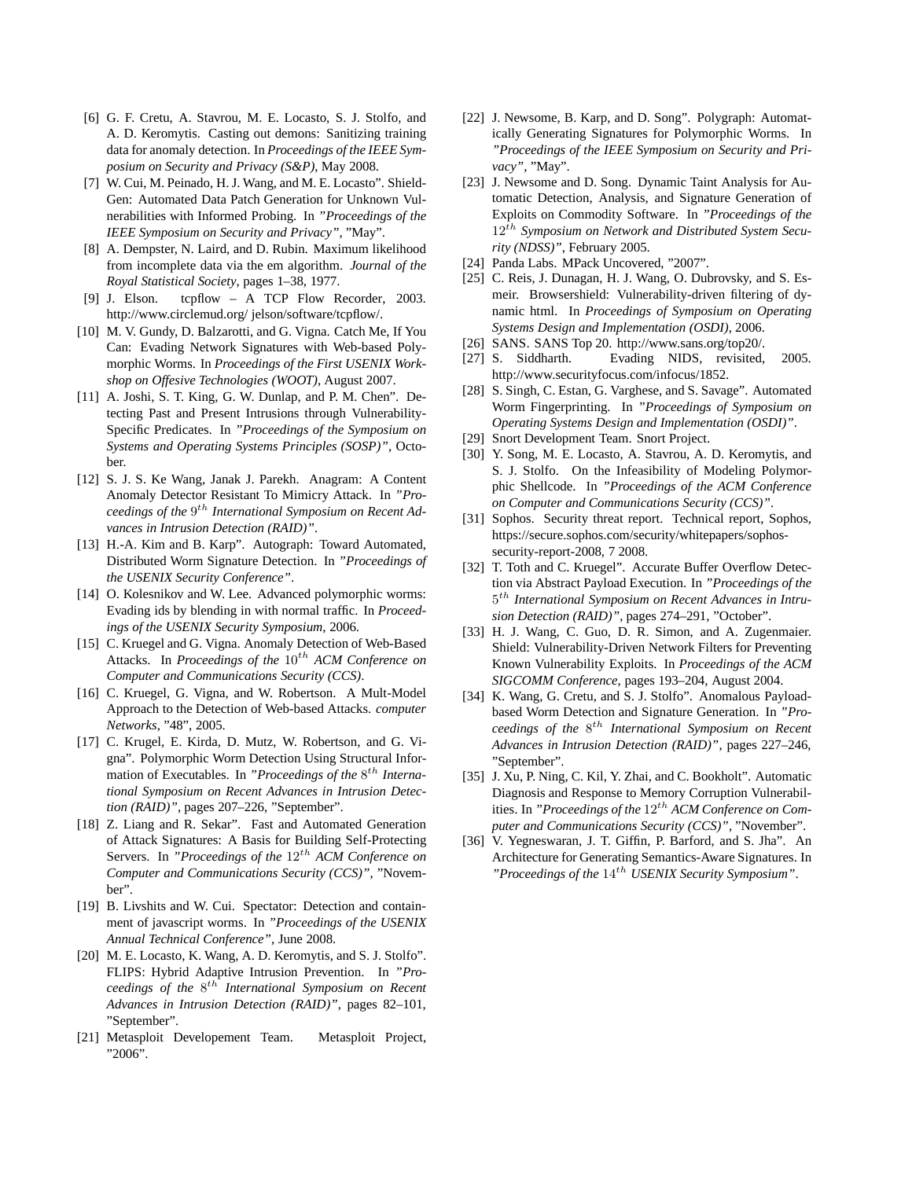[6] G. F. Cretu, A. Stavrou, M. E. Locasto, S. J. Stolfo, and A. D. Keromytis. Casting out demons: Sanitizing training data for anomaly detection. In *Proceedings of the IEEE Symposium on Security and Privacy (S&P)*, May 2008.

[7] W. Cui, M. Peinado, H. J. Wang, and M. E. Locasto". ShieldGen: Automated Data Patch Generation for Unknown Vulnerabilities with Informed Probing. In *"Proceedings of the IEEE Symposium on Security and Privacy"*, "May".

[8] A. Dempster, N. Laird, and D. Rubin. Maximum likelihood from incomplete data via the em algorithm. *Journal of the Royal Statistical Society*, pages 1–38, 1977.

[9] J. Elson. tcpflow – A TCP Flow Recorder, 2003. http://www.circlemud.org/ jelson/software/tcpflow/.

[10] M. V. Gundy, D. Balzarotti, and G. Vigna. Catch Me, If You Can: Evading Network Signatures with Web-based Polymorphic Worms. In *Proceedings of the First USENIX Workshop on Offesive Technologies (WOOT)*, August 2007.

[11] A. Joshi, S. T. King, G. W. Dunlap, and P. M. Chen". Detecting Past and Present Intrusions through Vulnerability-Specific Predicates. In *"Proceedings of the Symposium on Systems and Operating Systems Principles (SOSP)"*, October.

[12] S. J. S. Ke Wang, Janak J. Parekh. Anagram: A Content Anomaly Detector Resistant To Mimicry Attack. In *"Proceedings of the $9^{th}$ International Symposium on Recent Advances in Intrusion Detection (RAID)"*.

[13] H.-A. Kim and B. Karp". Autograph: Toward Automated, Distributed Worm Signature Detection. In *"Proceedings of the USENIX Security Conference"*.

[14] O. Kolesnikov and W. Lee. Advanced polymorphic worms: Evading ids by blending in with normal traffic. In *Proceedings of the USENIX Security Symposium*, 2006.

[15] C. Kruegel and G. Vigna. Anomaly Detection of Web-Based Attacks. In *Proceedings of the $10^{th}$ ACM Conference on Computer and Communications Security (CCS)*.

[16] C. Kruegel, G. Vigna, and W. Robertson. A Mult-Model Approach to the Detection of Web-based Attacks. *computer Networks*, "48", 2005.

[17] C. Krugel, E. Kirda, D. Mutz, W. Robertson, and G. Vigna". Polymorphic Worm Detection Using Structural Information of Executables. In *"Proceedings of the $8^{th}$ International Symposium on Recent Advances in Intrusion Detection (RAID)"*, pages 207–226, "September".

[18] Z. Liang and R. Sekar". Fast and Automated Generation of Attack Signatures: A Basis for Building Self-Protecting Servers. In *"Proceedings of the $12^{th}$ ACM Conference on Computer and Communications Security (CCS)"*, "November".

[19] B. Livshits and W. Cui. Spectator: Detection and containment of javascript worms. In *"Proceedings of the USENIX Annual Technical Conference"*, June 2008.

[20] M. E. Locasto, K. Wang, A. D. Keromytis, and S. J. Stolfo". FLIPS: Hybrid Adaptive Intrusion Prevention. In *"Proceedings of the $8^{th}$ International Symposium on Recent Advances in Intrusion Detection (RAID)"*, pages 82–101, "September".

[21] Metasploit Developement Team. Metasploit Project, "2006".

[22] J. Newsome, B. Karp, and D. Song". Polygraph: Automatically Generating Signatures for Polymorphic Worms. In *"Proceedings of the IEEE Symposium on Security and Privacy"*, "May".

[23] J. Newsome and D. Song. Dynamic Taint Analysis for Automatic Detection, Analysis, and Signature Generation of Exploits on Commodity Software. In *"Proceedings of the $12^{th}$ Symposium on Network and Distributed System Security (NDSS)"*, February 2005.

[24] Panda Labs. MPack Uncovered, "2007".

[25] C. Reis, J. Dunagan, H. J. Wang, O. Dubrovsky, and S. Esmeir. Browsershield: Vulnerability-driven filtering of dynamic html. In *Proceedings of Symposium on Operating Systems Design and Implementation (OSDI)*, 2006.

[26] SANS. SANS Top 20. http://www.sans.org/top20/.

[27] S. Siddharth. Evading NIDS, revisited, 2005. http://www.securityfocus.com/infocus/1852.

[28] S. Singh, C. Estan, G. Varghese, and S. Savage". Automated Worm Fingerprinting. In *"Proceedings of Symposium on Operating Systems Design and Implementation (OSDI)"*.

[29] Snort Development Team. Snort Project.

[30] Y. Song, M. E. Locasto, A. Stavrou, A. D. Keromytis, and S. J. Stolfo. On the Infeasibility of Modeling Polymorphic Shellcode. In *"Proceedings of the ACM Conference on Computer and Communications Security (CCS)"*.

[31] Sophos. Security threat report. Technical report, Sophos, https://secure.sophos.com/security/whitepapers/sophos-security-report-2008, 7 2008.

[32] T. Toth and C. Kruegel". Accurate Buffer Overflow Detection via Abstract Payload Execution. In *"Proceedings of the $5^{th}$ International Symposium on Recent Advances in Intrusion Detection (RAID)"*, pages 274–291, "October".

[33] H. J. Wang, C. Guo, D. R. Simon, and A. Zugenmaier. Shield: Vulnerability-Driven Network Filters for Preventing Known Vulnerability Exploits. In *Proceedings of the ACM SIGCOMM Conference*, pages 193–204, August 2004.

[34] K. Wang, G. Cretu, and S. J. Stolfo". Anomalous Payload-based Worm Detection and Signature Generation. In *"Proceedings of the $8^{th}$ International Symposium on Recent Advances in Intrusion Detection (RAID)"*, pages 227–246, "September".

[35] J. Xu, P. Ning, C. Kil, Y. Zhai, and C. Bookholt". Automatic Diagnosis and Response to Memory Corruption Vulnerabilities. In *"Proceedings of the $12^{th}$ ACM Conference on Computer and Communications Security (CCS)"*, "November".

[36] V. Yegneswaran, J. T. Giffin, P. Barford, and S. Jha". An Architecture for Generating Semantics-Aware Signatures. In *"Proceedings of the $14^{th}$ USENIX Security Symposium"*.